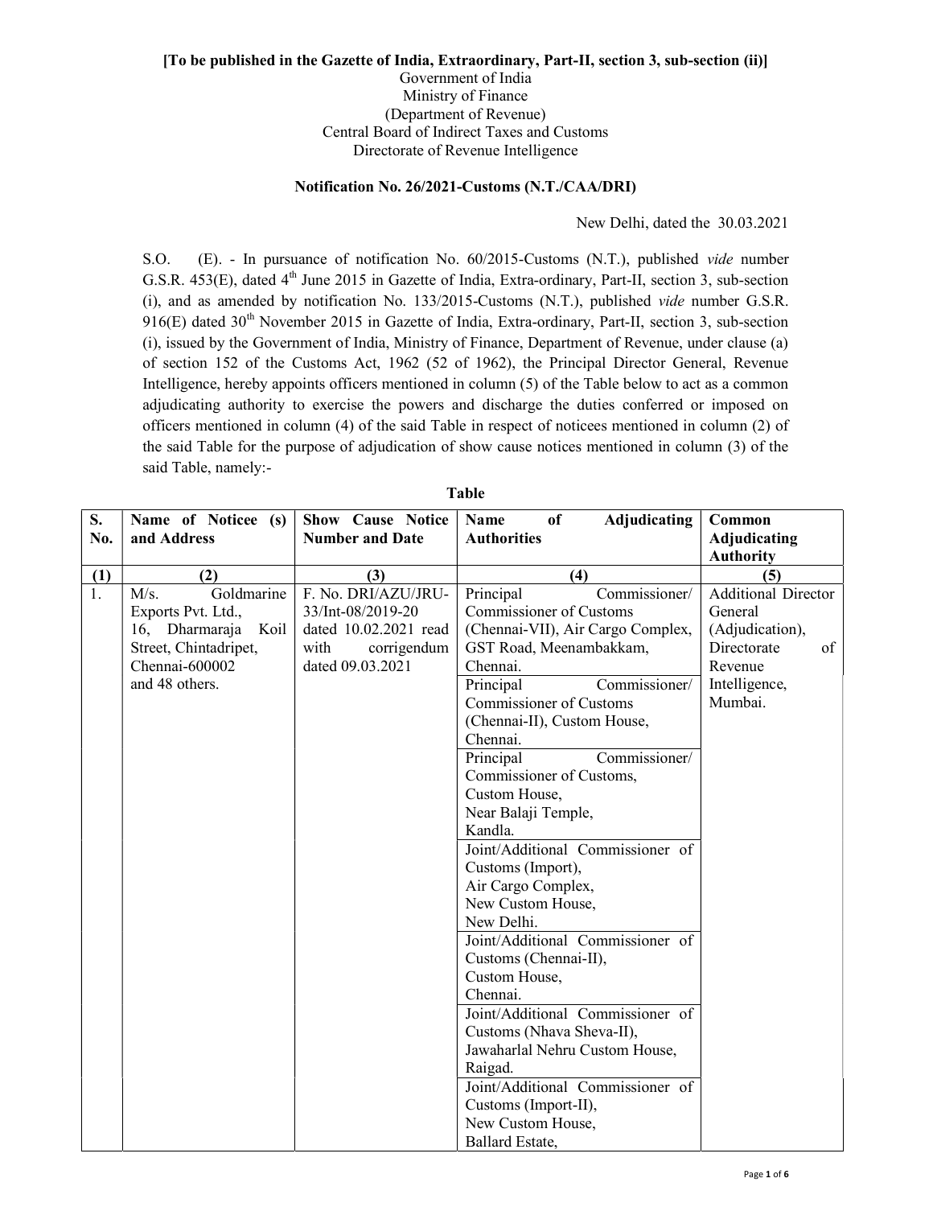**[To be published in the Gazette of India, Extraordinary, Part-II, section 3, sub-section (ii)]**

Government of India
Ministry of Finance
(Department of Revenue)
Central Board of Indirect Taxes and Customs
Directorate of Revenue Intelligence

**Notification No. 26/2021-Customs (N.T./CAA/DRI)**

New Delhi, dated the 30.03.2021

S.O. (E). - In pursuance of notification No. 60/2015-Customs (N.T.), published *vide* number G.S.R. 453(E), dated 4th June 2015 in Gazette of India, Extra-ordinary, Part-II, section 3, sub-section (i), and as amended by notification No. 133/2015-Customs (N.T.), published *vide* number G.S.R. 916(E) dated 30th November 2015 in Gazette of India, Extra-ordinary, Part-II, section 3, sub-section (i), issued by the Government of India, Ministry of Finance, Department of Revenue, under clause (a) of section 152 of the Customs Act, 1962 (52 of 1962), the Principal Director General, Revenue Intelligence, hereby appoints officers mentioned in column (5) of the Table below to act as a common adjudicating authority to exercise the powers and discharge the duties conferred or imposed on officers mentioned in column (4) of the said Table in respect of noticees mentioned in column (2) of the said Table for the purpose of adjudication of show cause notices mentioned in column (3) of the said Table, namely:-

**Table**

| S. No. | Name of Noticee (s) and Address | Show Cause Notice Number and Date | Name of Adjudicating Authorities | Common Adjudicating Authority |
|---|---|---|---|---|
| (1) | (2) | (3) | (4) | (5) |
| 1. | M/s. Goldmarine Exports Pvt. Ltd., 16, Dharmaraja Koil Street, Chintadripet, Chennai-600002 and 48 others. | F. No. DRI/AZU/JRU-33/Int-08/2019-20 dated 10.02.2021 read with corrigendum dated 09.03.2021 | Principal Commissioner/ Commissioner of Customs (Chennai-VII), Air Cargo Complex, GST Road, Meenambakkam, Chennai. | Additional Director General (Adjudication), Directorate of Revenue Intelligence, Mumbai. |
| | | | Principal Commissioner/ Commissioner of Customs (Chennai-II), Custom House, Chennai. | |
| | | | Principal Commissioner/ Commissioner of Customs, Custom House, Near Balaji Temple, Kandla. | |
| | | | Joint/Additional Commissioner of Customs (Import), Air Cargo Complex, New Custom House, New Delhi. | |
| | | | Joint/Additional Commissioner of Customs (Chennai-II), Custom House, Chennai. | |
| | | | Joint/Additional Commissioner of Customs (Nhava Sheva-II), Jawaharlal Nehru Custom House, Raigad. | |
| | | | Joint/Additional Commissioner of Customs (Import-II), New Custom House, Ballard Estate, | |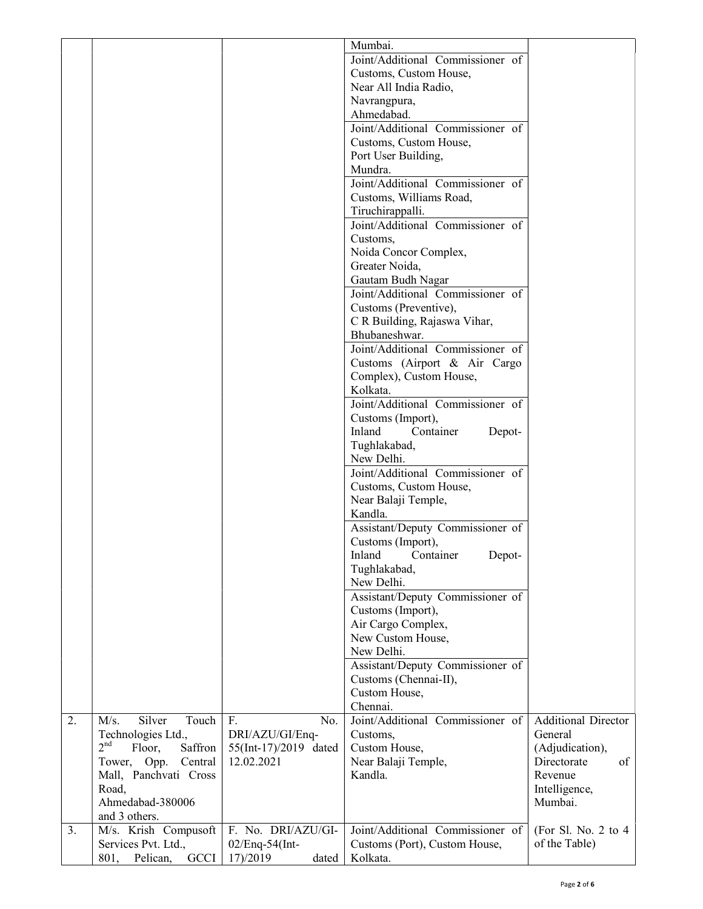| | | | | |
|---|---|---|---|---|
| | | | Mumbai. | |
| | | | Joint/Additional Commissioner of Customs, Custom House, Near All India Radio, Navrangpura, Ahmedabad. | |
| | | | Joint/Additional Commissioner of Customs, Custom House, Port User Building, Mundra. | |
| | | | Joint/Additional Commissioner of Customs, Williams Road, Tiruchirappalli. | |
| | | | Joint/Additional Commissioner of Customs, Noida Concor Complex, Greater Noida, Gautam Budh Nagar | |
| | | | Joint/Additional Commissioner of Customs (Preventive), C R Building, Rajaswa Vihar, Bhubaneshwar. | |
| | | | Joint/Additional Commissioner of Customs (Airport & Air Cargo Complex), Custom House, Kolkata. | |
| | | | Joint/Additional Commissioner of Customs (Import), Inland Container Depot-Tughlakabad, New Delhi. | |
| | | | Joint/Additional Commissioner of Customs, Custom House, Near Balaji Temple, Kandla. | |
| | | | Assistant/Deputy Commissioner of Customs (Import), Inland Container Depot-Tughlakabad, New Delhi. | |
| | | | Assistant/Deputy Commissioner of Customs (Import), Air Cargo Complex, New Custom House, New Delhi. | |
| | | | Assistant/Deputy Commissioner of Customs (Chennai-II), Custom House, Chennai. | |
| 2. | M/s. Silver Touch Technologies Ltd., 2nd Floor, Saffron Tower, Opp. Central Mall, Panchvati Cross Road, Ahmedabad-380006 and 3 others. | F. No. DRI/AZU/GI/Enq-55(Int-17)/2019 dated 12.02.2021 | Joint/Additional Commissioner of Customs, Custom House, Near Balaji Temple, Kandla. | Additional Director General (Adjudication), Directorate of Revenue Intelligence, Mumbai. |
| 3. | M/s. Krish Compusoft Services Pvt. Ltd., 801, Pelican, GCCI | F. No. DRI/AZU/GI-02/Enq-54(Int-17)/2019 dated | Joint/Additional Commissioner of Customs (Port), Custom House, Kolkata. | (For Sl. No. 2 to 4 of the Table) |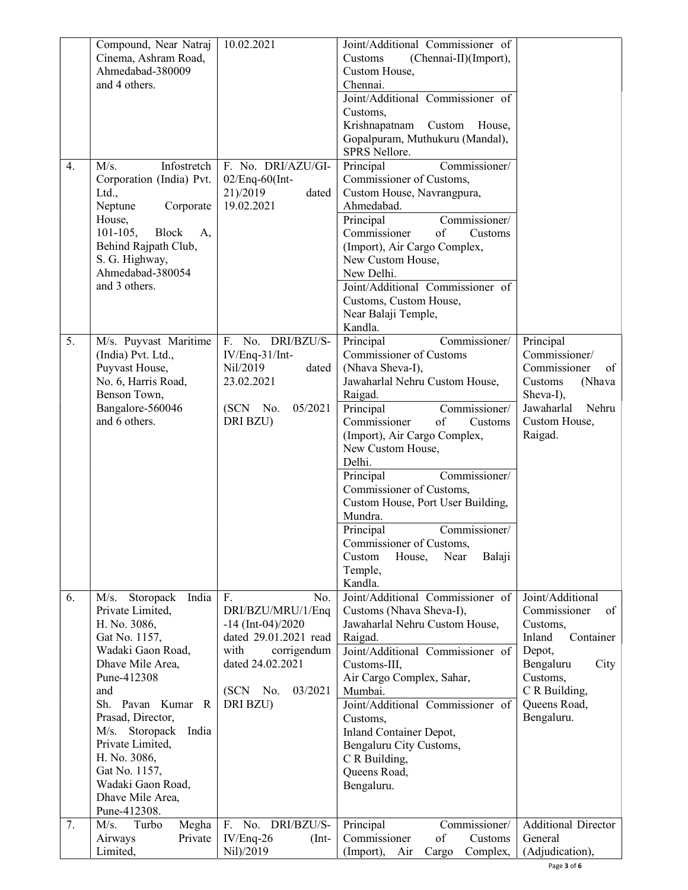| | | | | |
|---|---|---|---|---|
| | Compound, Near Natraj Cinema, Ashram Road, Ahmedabad-380009 and 4 others. | 10.02.2021 | Joint/Additional Commissioner of Customs (Chennai-II)(Import), Custom House, Chennai.<br>Joint/Additional Commissioner of Customs, Krishnapatnam Custom House, Gopalpuram, Muthukuru (Mandal), SPRS Nellore. | |
| 4. | M/s. Infostretch Corporation (India) Pvt. Ltd., Neptune Corporate House, 101-105, Block A, Behind Rajpath Club, S. G. Highway, Ahmedabad-380054 and 3 others. | F. No. DRI/AZU/GI-02/Enq-60(Int-21)/2019 dated 19.02.2021 | Principal Commissioner/ Commissioner of Customs, Custom House, Navrangpura, Ahmedabad.<br>Principal Commissioner/ Commissioner of Customs (Import), Air Cargo Complex, New Custom House, New Delhi.<br>Joint/Additional Commissioner of Customs, Custom House, Near Balaji Temple, Kandla. | |
| 5. | M/s. Puyvast Maritime (India) Pvt. Ltd., Puyvast House, No. 6, Harris Road, Benson Town, Bangalore-560046 and 6 others. | F. No. DRI/BZU/S-IV/Enq-31/Int-Nil/2019 dated 23.02.2021<br><br>(SCN No. 05/2021 DRI BZU) | Principal Commissioner/ Commissioner of Customs (Nhava Sheva-I), Jawaharlal Nehru Custom House, Raigad.<br>Principal Commissioner/ Commissioner of Customs (Import), Air Cargo Complex, New Custom House, Delhi.<br>Principal Commissioner/ Commissioner of Customs, Custom House, Port User Building, Mundra.<br>Principal Commissioner/ Commissioner of Customs, Custom House, Near Balaji Temple, Kandla. | Principal Commissioner/ Commissioner of Customs (Nhava Sheva-I), Jawaharlal Nehru Custom House, Raigad. |
| 6. | M/s. Storopack India Private Limited, H. No. 3086, Gat No. 1157, Wadaki Gaon Road, Dhave Mile Area, Pune-412308 and Sh. Pavan Kumar R Prasad, Director, M/s. Storopack India Private Limited, H. No. 3086, Gat No. 1157, Wadaki Gaon Road, Dhave Mile Area, Pune-412308. | F. No. DRI/BZU/MRU/1/Enq-14 (Int-04)/2020 dated 29.01.2021 read with corrigendum dated 24.02.2021<br><br>(SCN No. 03/2021 DRI BZU) | Joint/Additional Commissioner of Customs (Nhava Sheva-I), Jawaharlal Nehru Custom House, Raigad.<br>Joint/Additional Commissioner of Customs-III, Air Cargo Complex, Sahar, Mumbai.<br>Joint/Additional Commissioner of Customs, Inland Container Depot, Bengaluru City Customs, C R Building, Queens Road, Bengaluru. | Joint/Additional Commissioner of Customs, Inland Container Depot, Bengaluru City Customs, C R Building, Queens Road, Bengaluru. |
| 7. | M/s. Turbo Megha Airways Private Limited, | F. No. DRI/BZU/S-IV/Enq-26 (Int-Nil)/2019 | Principal Commissioner/ Commissioner of Customs (Import), Air Cargo Complex, | Additional Director General (Adjudication), |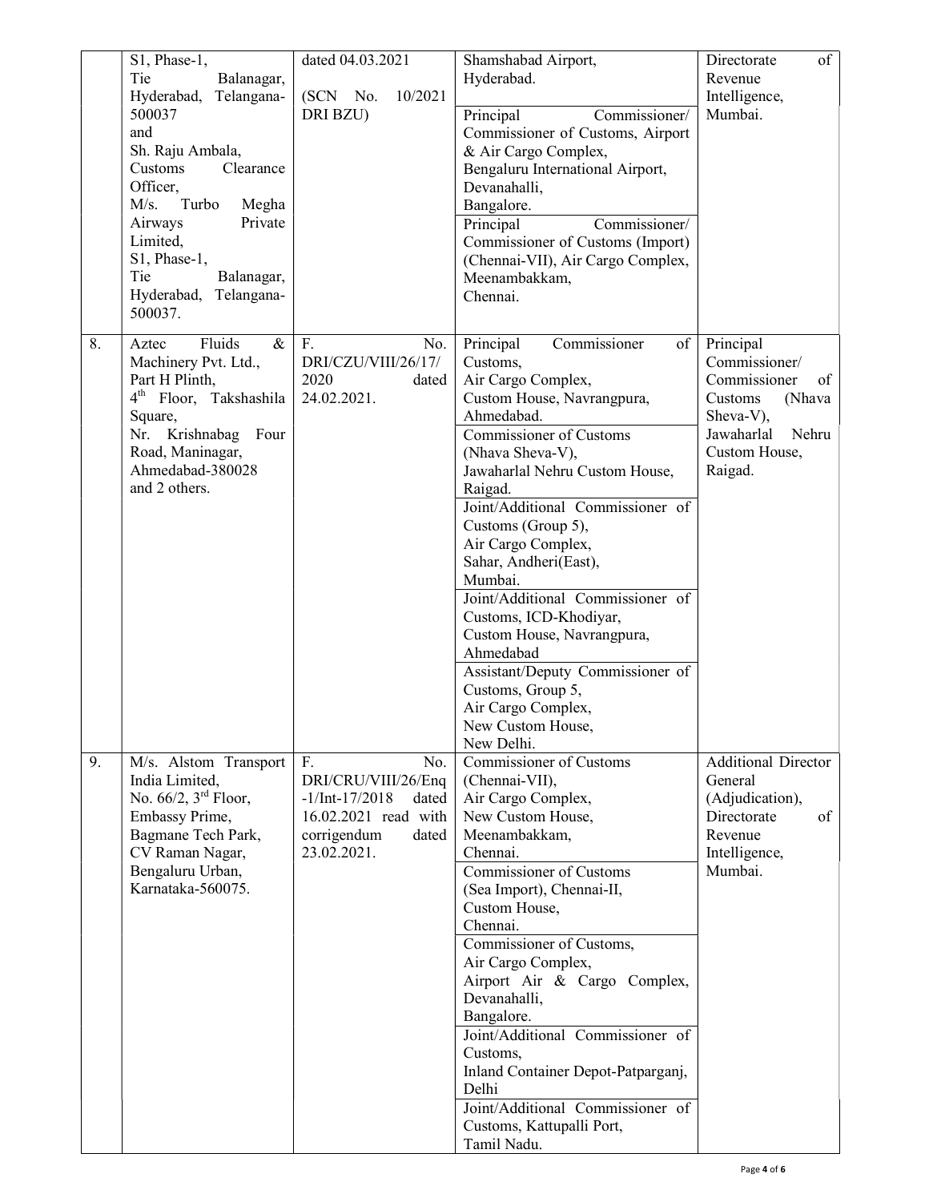| | | | | |
|---|---|---|---|---|
| | S1, Phase-1, Tie Balanagar, Hyderabad, Telangana-500037 and Sh. Raju Ambala, Customs Clearance Officer, M/s. Turbo Megha Airways Private Limited, S1, Phase-1, Tie Balanagar, Hyderabad, Telangana-500037. | dated 04.03.2021 (SCN No. 10/2021 DRI BZU) | Shamshabad Airport, Hyderabad.<br>Principal Commissioner/ Commissioner of Customs, Airport & Air Cargo Complex, Bengaluru International Airport, Devanahalli, Bangalore.<br>Principal Commissioner/ Commissioner of Customs (Import) (Chennai-VII), Air Cargo Complex, Meenambakkam, Chennai. | Directorate of Revenue Intelligence, Mumbai. |
| 8. | Aztec Fluids & Machinery Pvt. Ltd., Part H Plinth, 4th Floor, Takshashila Square, Nr. Krishnabag Four Road, Maninagar, Ahmedabad-380028 and 2 others. | F. No. DRI/CZU/VIII/26/17/2020 dated 24.02.2021. | Principal Commissioner of Customs, Air Cargo Complex, Custom House, Navrangpura, Ahmedabad.<br>Commissioner of Customs (Nhava Sheva-V), Jawaharlal Nehru Custom House, Raigad.<br>Joint/Additional Commissioner of Customs (Group 5), Air Cargo Complex, Sahar, Andheri(East), Mumbai.<br>Joint/Additional Commissioner of Customs, ICD-Khodiyar, Custom House, Navrangpura, Ahmedabad<br>Assistant/Deputy Commissioner of Customs, Group 5, Air Cargo Complex, New Custom House, New Delhi. | Principal Commissioner/ Commissioner of Customs (Nhava Sheva-V), Jawaharlal Nehru Custom House, Raigad. |
| 9. | M/s. Alstom Transport India Limited, No. 66/2, 3rd Floor, Embassy Prime, Bagmane Tech Park, CV Raman Nagar, Bengaluru Urban, Karnataka-560075. | F. No. DRI/CRU/VIII/26/Enq-1/Int-17/2018 dated 16.02.2021 read with corrigendum dated 23.02.2021. | Commissioner of Customs (Chennai-VII), Air Cargo Complex, New Custom House, Meenambakkam, Chennai.<br>Commissioner of Customs (Sea Import), Chennai-II, Custom House, Chennai.<br>Commissioner of Customs, Air Cargo Complex, Airport Air & Cargo Complex, Devanahalli, Bangalore.<br>Joint/Additional Commissioner of Customs, Inland Container Depot-Patparganj, Delhi<br>Joint/Additional Commissioner of Customs, Kattupalli Port, Tamil Nadu. | Additional Director General (Adjudication), Directorate of Revenue Intelligence, Mumbai. |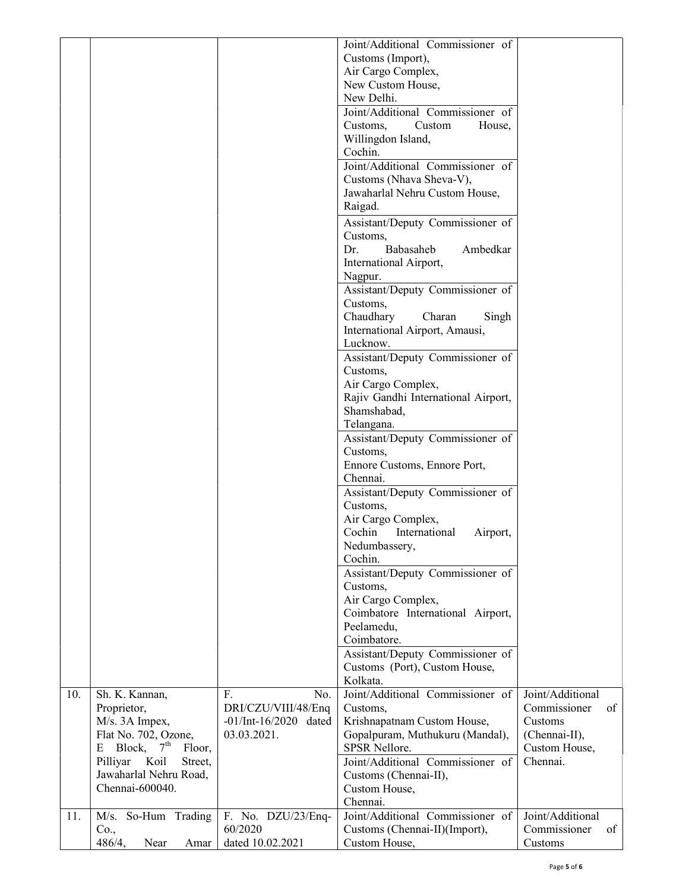| | | | | |
|---|---|---|---|---|
| | | | Joint/Additional Commissioner of Customs (Import), Air Cargo Complex, New Custom House, New Delhi. | |
| | | | Joint/Additional Commissioner of Customs, Custom House, Willingdon Island, Cochin. | |
| | | | Joint/Additional Commissioner of Customs (Nhava Sheva-V), Jawaharlal Nehru Custom House, Raigad. | |
| | | | Assistant/Deputy Commissioner of Customs, Dr. Babasaheb Ambedkar International Airport, Nagpur. | |
| | | | Assistant/Deputy Commissioner of Customs, Chaudhary Charan Singh International Airport, Amausi, Lucknow. | |
| | | | Assistant/Deputy Commissioner of Customs, Air Cargo Complex, Rajiv Gandhi International Airport, Shamshabad, Telangana. | |
| | | | Assistant/Deputy Commissioner of Customs, Ennore Customs, Ennore Port, Chennai. | |
| | | | Assistant/Deputy Commissioner of Customs, Air Cargo Complex, Cochin International Airport, Nedumbassery, Cochin. | |
| | | | Assistant/Deputy Commissioner of Customs, Air Cargo Complex, Coimbatore International Airport, Peelamedu, Coimbatore. | |
| | | | Assistant/Deputy Commissioner of Customs (Port), Custom House, Kolkata. | |
| 10. | Sh. K. Kannan, Proprietor, M/s. 3A Impex, Flat No. 702, Ozone, E Block, 7th Floor, Pilliyar Koil Street, Jawaharlal Nehru Road, Chennai-600040. | F. No. DRI/CZU/VIII/48/Enq-01/Int-16/2020 dated 03.03.2021. | Joint/Additional Commissioner of Customs, Krishnapatnam Custom House, Gopalpuram, Muthukuru (Mandal), SPSR Nellore. | Joint/Additional Commissioner of Customs (Chennai-II), Custom House, Chennai. |
| | | | Joint/Additional Commissioner of Customs (Chennai-II), Custom House, Chennai. | |
| 11. | M/s. So-Hum Trading Co., 486/4, Near Amar | F. No. DZU/23/Enq-60/2020 dated 10.02.2021 | Joint/Additional Commissioner of Customs (Chennai-II)(Import), Custom House, | Joint/Additional Commissioner of Customs |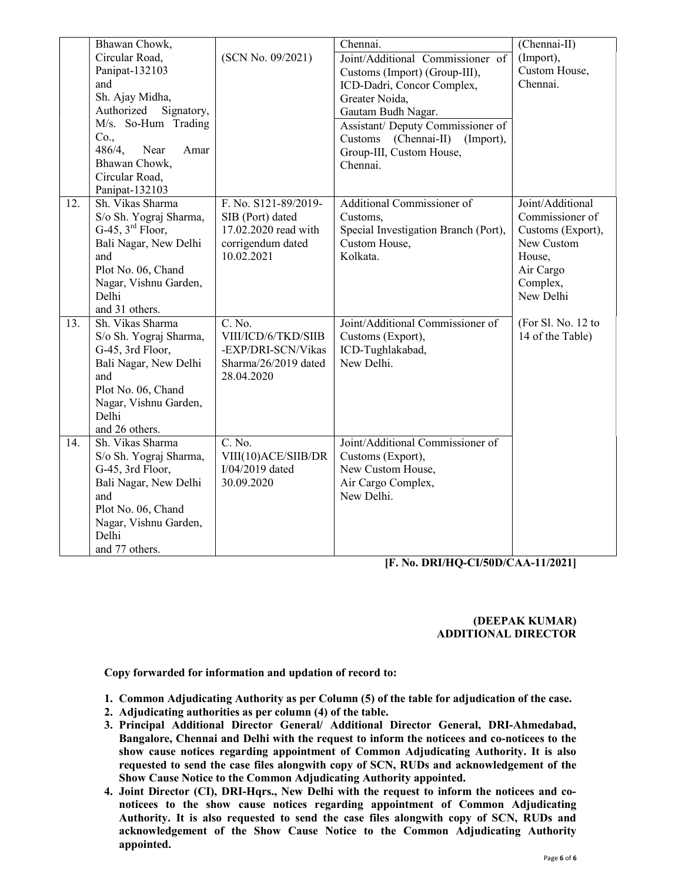| | | | | |
|---|---|---|---|---|
| | Bhawan Chowk, Circular Road, Panipat-132103 and Sh. Ajay Midha, Authorized Signatory, M/s. So-Hum Trading Co., 486/4, Near Amar Bhawan Chowk, Circular Road, Panipat-132103 | (SCN No. 09/2021) | Chennai. Joint/Additional Commissioner of Customs (Import) (Group-III), ICD-Dadri, Concor Complex, Greater Noida, Gautam Budh Nagar. Assistant/ Deputy Commissioner of Customs (Chennai-II) (Import), Group-III, Custom House, Chennai. | (Chennai-II) (Import), Custom House, Chennai. |
| 12. | Sh. Vikas Sharma S/o Sh. Yograj Sharma, G-45, 3rd Floor, Bali Nagar, New Delhi and Plot No. 06, Chand Nagar, Vishnu Garden, Delhi and 31 others. | F. No. S121-89/2019-SIB (Port) dated 17.02.2020 read with corrigendum dated 10.02.2021 | Additional Commissioner of Customs, Special Investigation Branch (Port), Custom House, Kolkata. | Joint/Additional Commissioner of Customs (Export), New Custom House, Air Cargo Complex, New Delhi (For Sl. No. 12 to 14 of the Table) |
| 13. | Sh. Vikas Sharma S/o Sh. Yograj Sharma, G-45, 3rd Floor, Bali Nagar, New Delhi and Plot No. 06, Chand Nagar, Vishnu Garden, Delhi and 26 others. | C. No. VIII/ICD/6/TKD/SIIB-EXP/DRI-SCN/Vikas Sharma/26/2019 dated 28.04.2020 | Joint/Additional Commissioner of Customs (Export), ICD-Tughlakabad, New Delhi. | |
| 14. | Sh. Vikas Sharma S/o Sh. Yograj Sharma, G-45, 3rd Floor, Bali Nagar, New Delhi and Plot No. 06, Chand Nagar, Vishnu Garden, Delhi and 77 others. | C. No. VIII(10)ACE/SIIB/DRI/04/2019 dated 30.09.2020 | Joint/Additional Commissioner of Customs (Export), New Custom House, Air Cargo Complex, New Delhi. | |

**[F. No. DRI/HQ-CI/50D/CAA-11/2021]**

**(DEEPAK KUMAR)**
**ADDITIONAL DIRECTOR**

**Copy forwarded for information and updation of record to:**

1. **Common Adjudicating Authority as per Column (5) of the table for adjudication of the case.**
2. **Adjudicating authorities as per column (4) of the table.**
3. **Principal Additional Director General/ Additional Director General, DRI-Ahmedabad, Bangalore, Chennai and Delhi with the request to inform the noticees and co-noticees to the show cause notices regarding appointment of Common Adjudicating Authority. It is also requested to send the case files alongwith copy of SCN, RUDs and acknowledgement of the Show Cause Notice to the Common Adjudicating Authority appointed.**
4. **Joint Director (CI), DRI-Hqrs., New Delhi with the request to inform the noticees and co-noticees to the show cause notices regarding appointment of Common Adjudicating Authority. It is also requested to send the case files alongwith copy of SCN, RUDs and acknowledgement of the Show Cause Notice to the Common Adjudicating Authority appointed.**